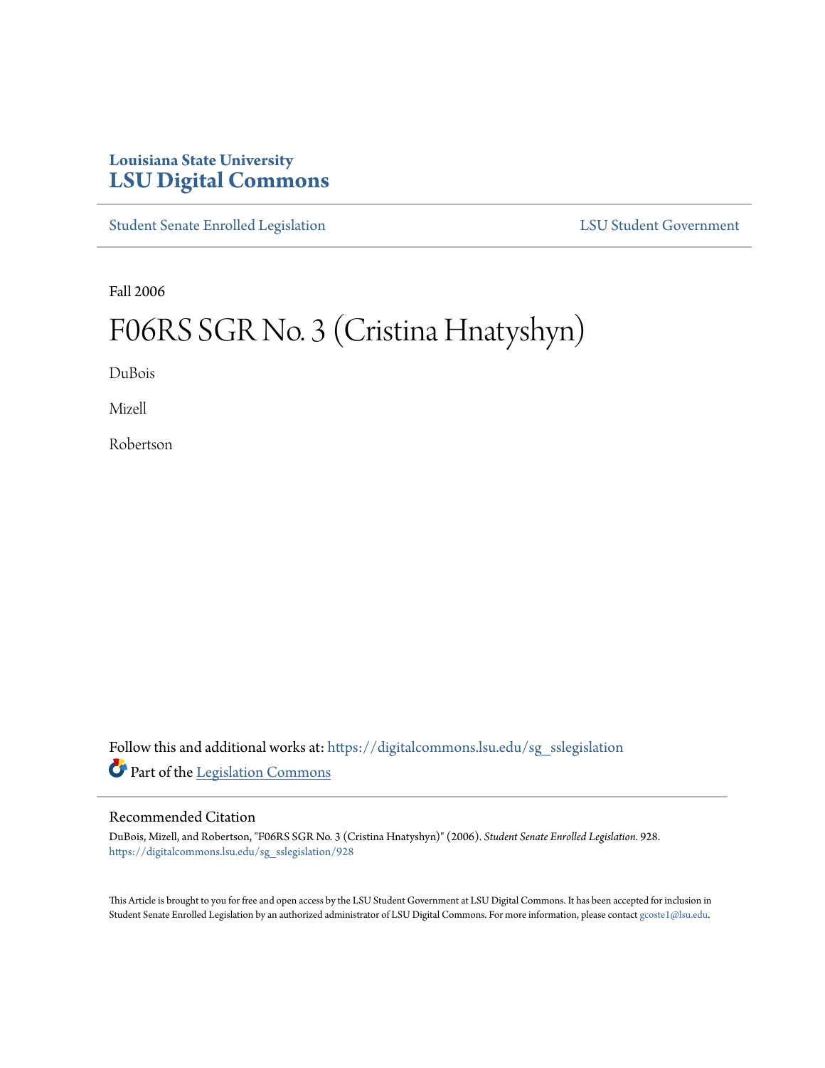Louisiana State University

# LSU Digital Commons

Student Senate Enrolled Legislation | LSU Student Government

Fall 2006

# F06RS SGR No. 3 (Cristina Hnatyshyn)

DuBois

Mizell

Robertson

Follow this and additional works at: https://digitalcommons.lsu.edu/sg_sslegislation

Part of the Legislation Commons

## Recommended Citation

DuBois, Mizell, and Robertson, "F06RS SGR No. 3 (Cristina Hnatyshyn)" (2006). *Student Senate Enrolled Legislation*. 928.
https://digitalcommons.lsu.edu/sg_sslegislation/928

This Article is brought to you for free and open access by the LSU Student Government at LSU Digital Commons. It has been accepted for inclusion in Student Senate Enrolled Legislation by an authorized administrator of LSU Digital Commons. For more information, please contact gcoste1@lsu.edu.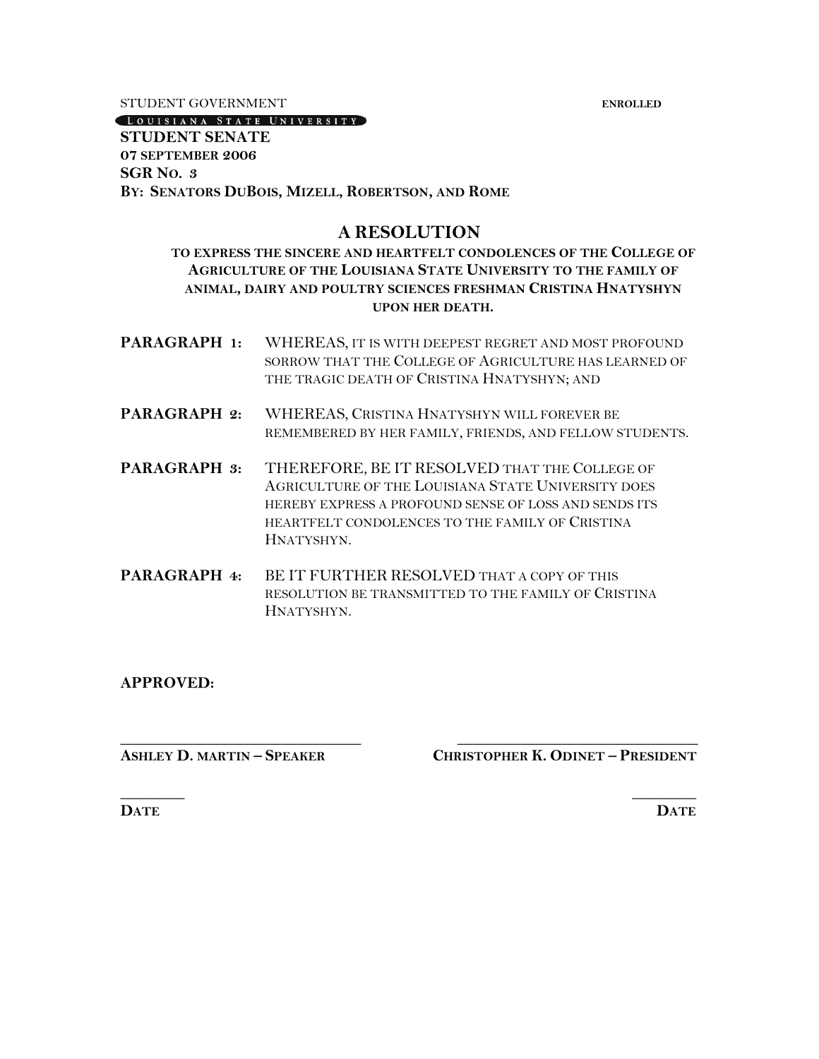STUDENT GOVERNMENT **ENROLLED**

LOUISIANA STATE UNIVERSITY

**STUDENT SENATE**
**07 SEPTEMBER 2006**
**SGR NO. 3**
**BY: SENATORS DUBOIS, MIZELL, ROBERTSON, AND ROME**

# A RESOLUTION

**TO EXPRESS THE SINCERE AND HEARTFELT CONDOLENCES OF THE COLLEGE OF AGRICULTURE OF THE LOUISIANA STATE UNIVERSITY TO THE FAMILY OF ANIMAL, DAIRY AND POULTRY SCIENCES FRESHMAN CRISTINA HNATYSHYN UPON HER DEATH.**

**PARAGRAPH 1:** WHEREAS, IT IS WITH DEEPEST REGRET AND MOST PROFOUND SORROW THAT THE COLLEGE OF AGRICULTURE HAS LEARNED OF THE TRAGIC DEATH OF CRISTINA HNATYSHYN; AND

**PARAGRAPH 2:** WHEREAS, CRISTINA HNATYSHYN WILL FOREVER BE REMEMBERED BY HER FAMILY, FRIENDS, AND FELLOW STUDENTS.

**PARAGRAPH 3:** THEREFORE, BE IT RESOLVED THAT THE COLLEGE OF AGRICULTURE OF THE LOUISIANA STATE UNIVERSITY DOES HEREBY EXPRESS A PROFOUND SENSE OF LOSS AND SENDS ITS HEARTFELT CONDOLENCES TO THE FAMILY OF CRISTINA HNATYSHYN.

**PARAGRAPH 4:** BE IT FURTHER RESOLVED THAT A COPY OF THIS RESOLUTION BE TRANSMITTED TO THE FAMILY OF CRISTINA HNATYSHYN.

**APPROVED:**

______________________________
**ASHLEY D. MARTIN – SPEAKER**

______________________________
**CHRISTOPHER K. ODINET – PRESIDENT**

________
**DATE**

________
**DATE**